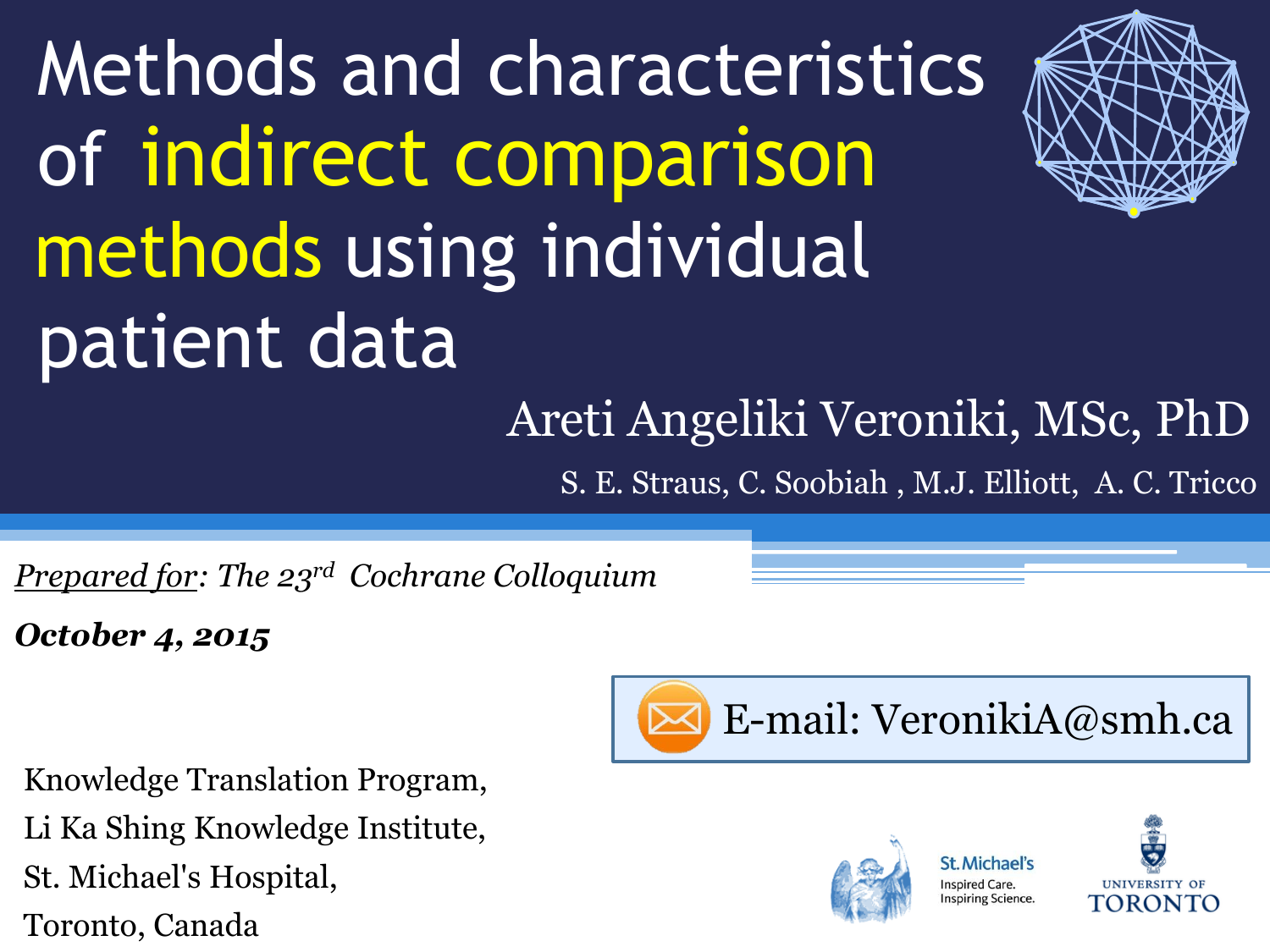# Methods and characteristics of indirect comparison methods using individual patient data

Areti Angeliki Veroniki, MSc, PhD

S. E. Straus, C. Soobiah , M.J. Elliott, A. C. Tricco

*Prepared for: The 23rd Cochrane Colloquium*

***October 4, 2015***

E-mail: VeronikiA@smh.ca

Knowledge Translation Program,
Li Ka Shing Knowledge Institute,
St. Michael's Hospital,
Toronto, Canada

St. Michael's
Inspired Care.
Inspiring Science.

UNIVERSITY OF TORONTO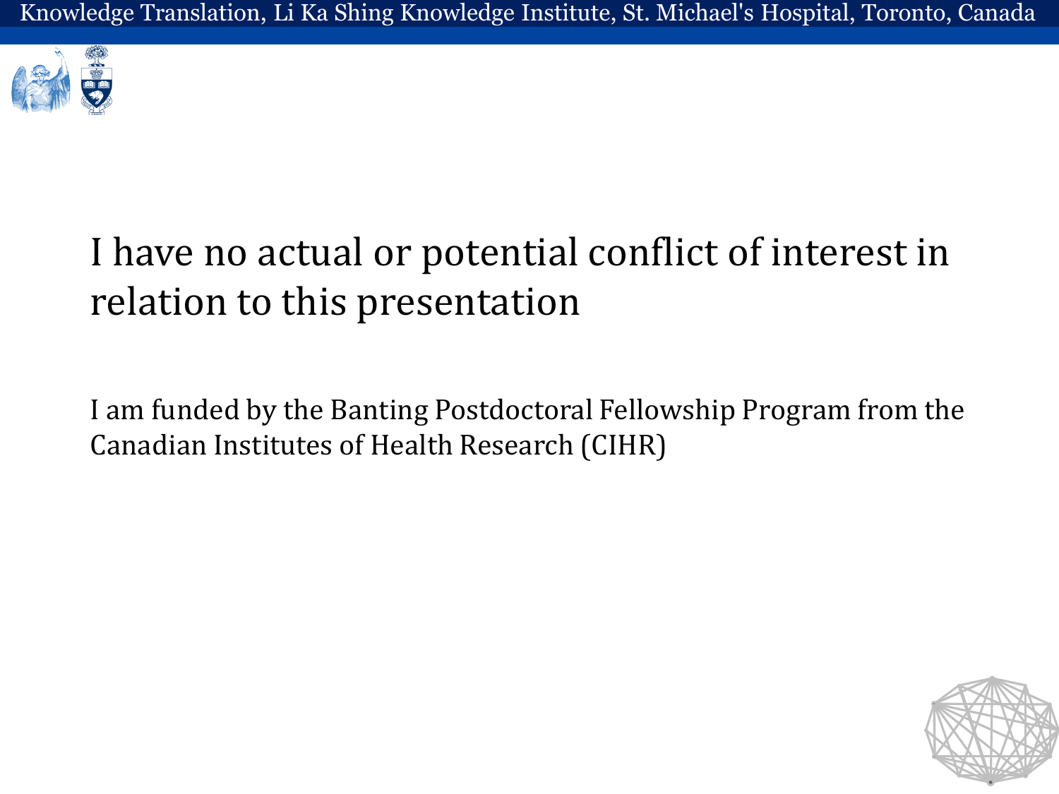I have no actual or potential conflict of interest in relation to this presentation

I am funded by the Banting Postdoctoral Fellowship Program from the Canadian Institutes of Health Research (CIHR)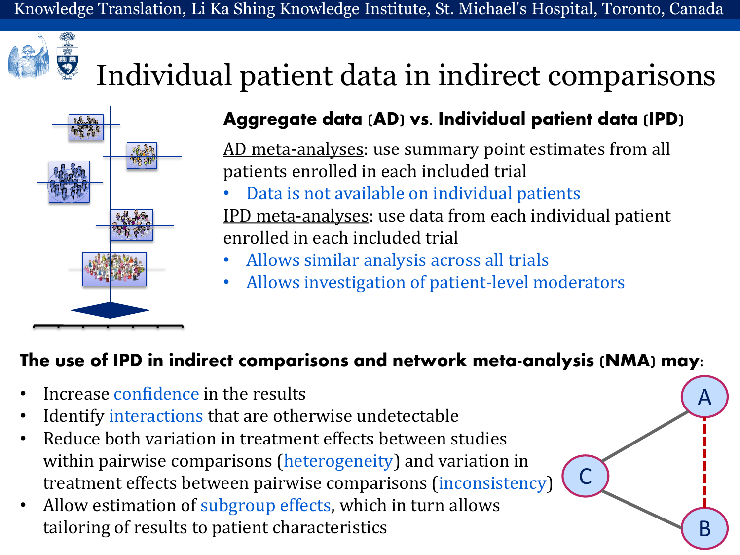# Individual patient data in indirect comparisons

## Aggregate data (AD) vs. Individual patient data (IPD)

AD meta-analyses: use summary point estimates from all patients enrolled in each included trial

- Data is not available on individual patients

IPD meta-analyses: use data from each individual patient enrolled in each included trial

- Allows similar analysis across all trials
- Allows investigation of patient-level moderators

## The use of IPD in indirect comparisons and network meta-analysis (NMA) may:

- Increase confidence in the results
- Identify interactions that are otherwise undetectable
- Reduce both variation in treatment effects between studies within pairwise comparisons (heterogeneity) and variation in treatment effects between pairwise comparisons (inconsistency)
- Allow estimation of subgroup effects, which in turn allows tailoring of results to patient characteristics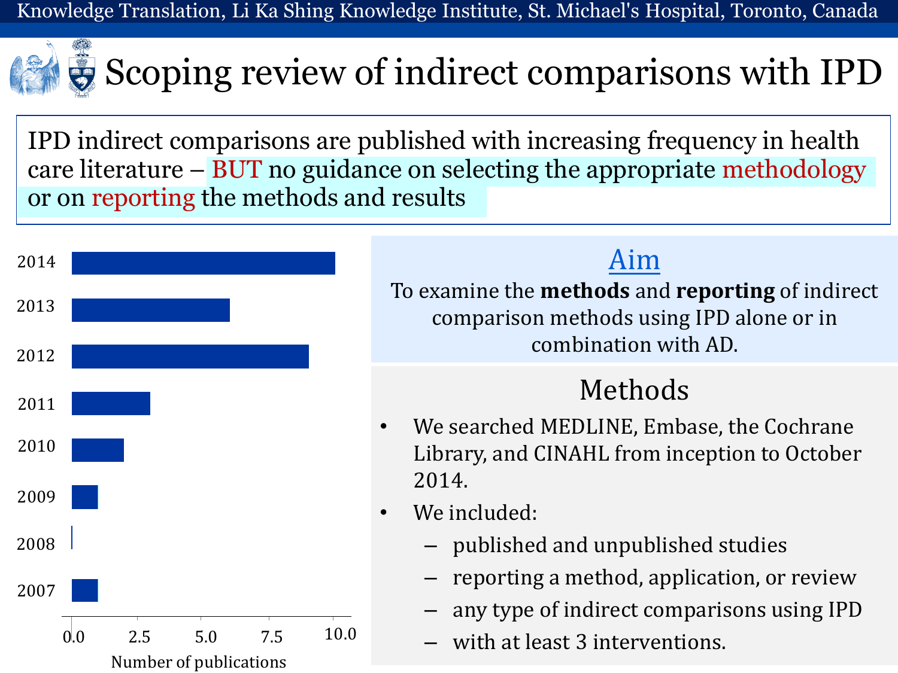# Scoping review of indirect comparisons with IPD

IPD indirect comparisons are published with increasing frequency in health care literature – BUT no guidance on selecting the appropriate methodology or on reporting the methods and results

| Year | Number of publications |
|---|---|
| 2014 | 10 |
| 2013 | 6 |
| 2012 | 9 |
| 2011 | 3 |
| 2010 | 2 |
| 2009 | 1 |
| 2008 | 0 |
| 2007 | 1 |

## Aim

To examine the **methods** and **reporting** of indirect comparison methods using IPD alone or in combination with AD.

## Methods

- We searched MEDLINE, Embase, the Cochrane Library, and CINAHL from inception to October 2014.
- We included:
  - published and unpublished studies
  - reporting a method, application, or review
  - any type of indirect comparisons using IPD
  - with at least 3 interventions.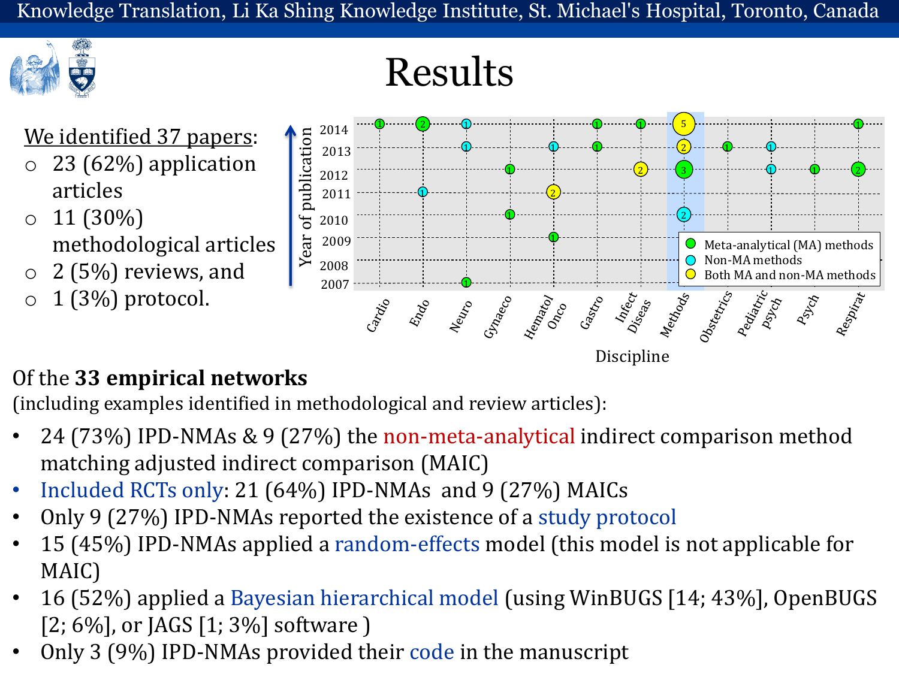# Results

We identified 37 papers:

- 23 (62%) application articles
- 11 (30%) methodological articles
- 2 (5%) reviews, and
- 1 (3%) protocol.

Year of publication

Discipline

Meta-analytical (MA) methods

Non-MA methods

Both MA and non-MA methods

Of the **33 empirical networks**

(including examples identified in methodological and review articles):

- 24 (73%) IPD-NMAs & 9 (27%) the non-meta-analytical indirect comparison method matching adjusted indirect comparison (MAIC)
- Included RCTs only: 21 (64%) IPD-NMAs and 9 (27%) MAICs
- Only 9 (27%) IPD-NMAs reported the existence of a study protocol
- 15 (45%) IPD-NMAs applied a random-effects model (this model is not applicable for MAIC)
- 16 (52%) applied a Bayesian hierarchical model (using WinBUGS [14; 43%], OpenBUGS [2; 6%], or JAGS [1; 3%] software )
- Only 3 (9%) IPD-NMAs provided their code in the manuscript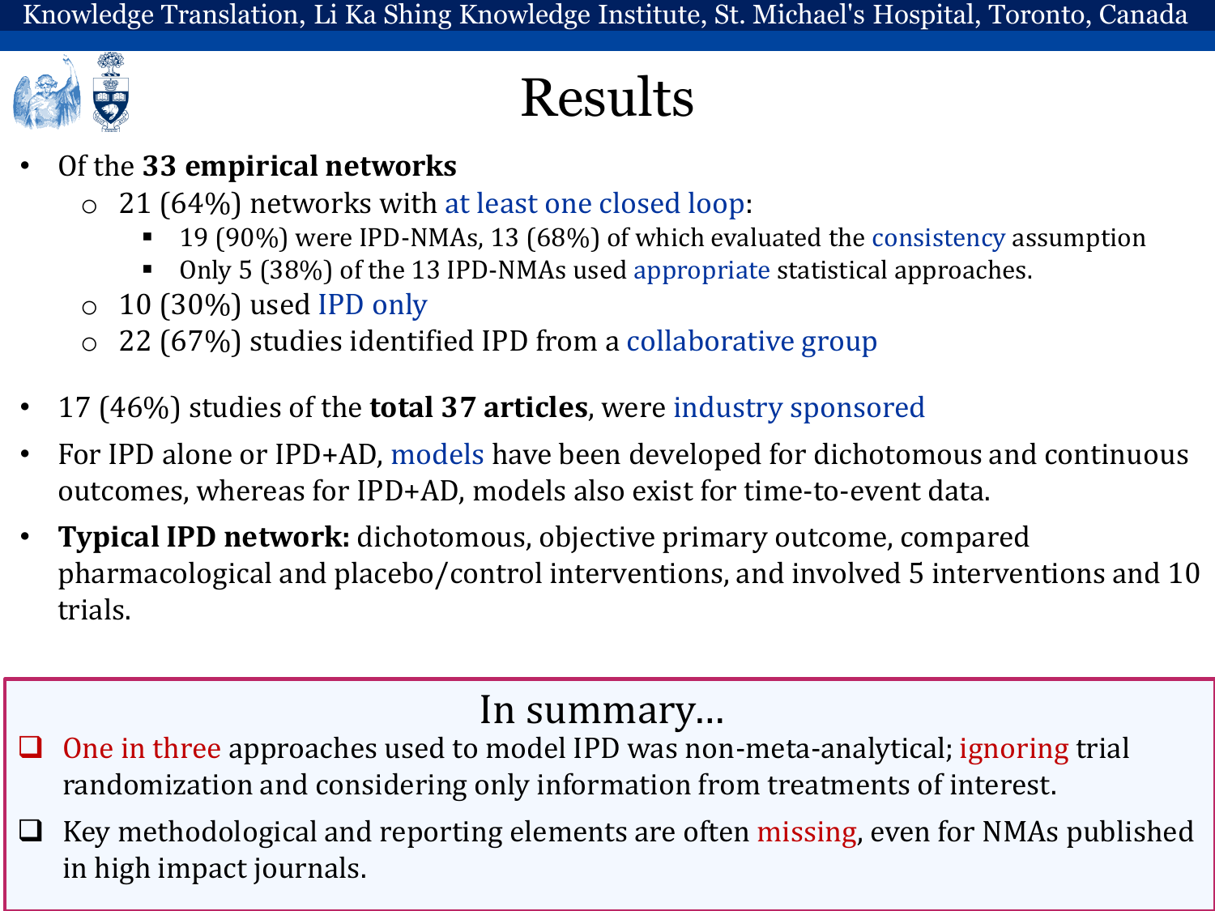# Results

- Of the **33 empirical networks**
  - 21 (64%) networks with at least one closed loop:
    - 19 (90%) were IPD-NMAs, 13 (68%) of which evaluated the consistency assumption
    - Only 5 (38%) of the 13 IPD-NMAs used appropriate statistical approaches.
  - 10 (30%) used IPD only
  - 22 (67%) studies identified IPD from a collaborative group
- 17 (46%) studies of the **total 37 articles**, were industry sponsored
- For IPD alone or IPD+AD, models have been developed for dichotomous and continuous outcomes, whereas for IPD+AD, models also exist for time-to-event data.
- **Typical IPD network:** dichotomous, objective primary outcome, compared pharmacological and placebo/control interventions, and involved 5 interventions and 10 trials.

## In summary…

- One in three approaches used to model IPD was non-meta-analytical; ignoring trial randomization and considering only information from treatments of interest.
- Key methodological and reporting elements are often missing, even for NMAs published in high impact journals.